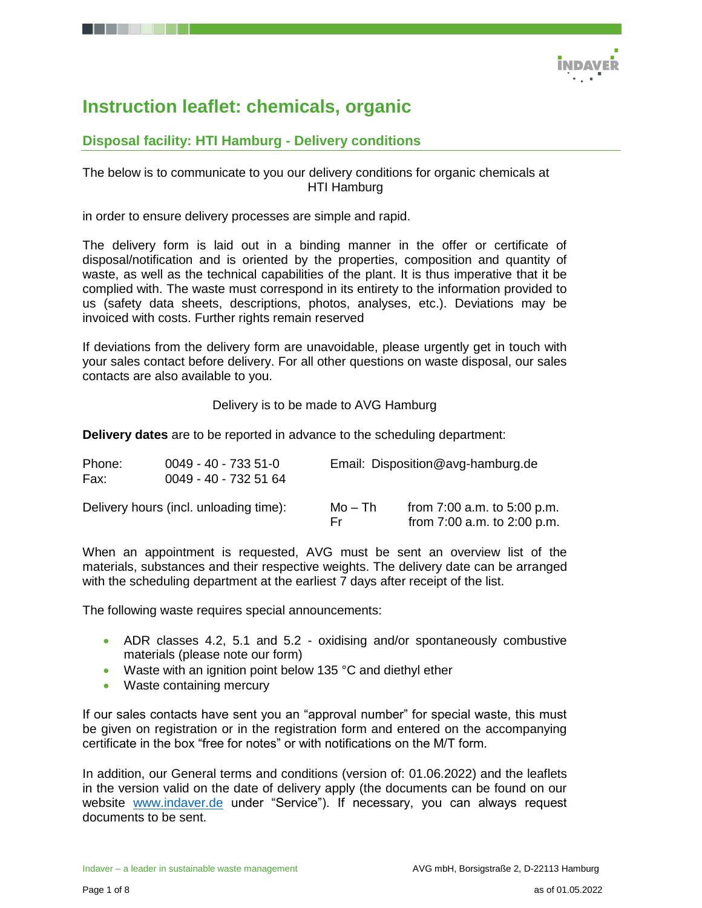# Instruction leaflet: chemicals, organic

## Disposal facility: HTI Hamburg - Delivery conditions

The below is to communicate to you our delivery conditions for organic chemicals at HTI Hamburg

in order to ensure delivery processes are simple and rapid.

The delivery form is laid out in a binding manner in the offer or certificate of disposal/notification and is oriented by the properties, composition and quantity of waste, as well as the technical capabilities of the plant. It is thus imperative that it be complied with. The waste must correspond in its entirety to the information provided to us (safety data sheets, descriptions, photos, analyses, etc.). Deviations may be invoiced with costs. Further rights remain reserved

If deviations from the delivery form are unavoidable, please urgently get in touch with your sales contact before delivery. For all other questions on waste disposal, our sales contacts are also available to you.

Delivery is to be made to AVG Hamburg

**Delivery dates** are to be reported in advance to the scheduling department:

Phone: 0049 - 40 - 733 51-0
Fax: 0049 - 40 - 732 51 64
Email: Disposition@avg-hamburg.de

Delivery hours (incl. unloading time):
Mo – Th from 7:00 a.m. to 5:00 p.m.
Fr from 7:00 a.m. to 2:00 p.m.

When an appointment is requested, AVG must be sent an overview list of the materials, substances and their respective weights. The delivery date can be arranged with the scheduling department at the earliest 7 days after receipt of the list.

The following waste requires special announcements:

- ADR classes 4.2, 5.1 and 5.2 - oxidising and/or spontaneously combustive materials (please note our form)
- Waste with an ignition point below 135 °C and diethyl ether
- Waste containing mercury

If our sales contacts have sent you an “approval number” for special waste, this must be given on registration or in the registration form and entered on the accompanying certificate in the box “free for notes” or with notifications on the M/T form.

In addition, our General terms and conditions (version of: 01.06.2022) and the leaflets in the version valid on the date of delivery apply (the documents can be found on our website www.indaver.de under “Service”). If necessary, you can always request documents to be sent.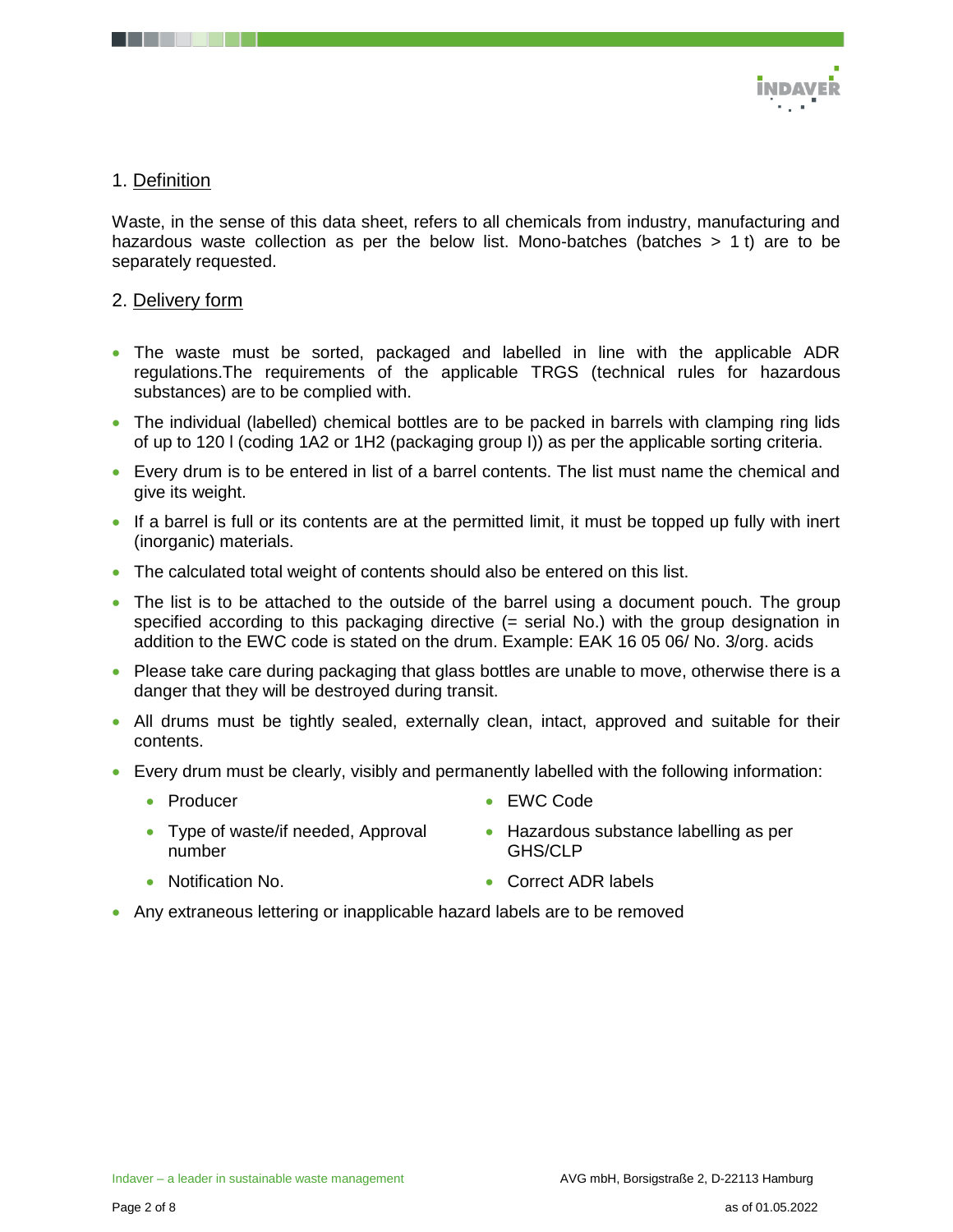## 1. Definition

Waste, in the sense of this data sheet, refers to all chemicals from industry, manufacturing and hazardous waste collection as per the below list. Mono-batches (batches > 1 t) are to be separately requested.

## 2. Delivery form

- The waste must be sorted, packaged and labelled in line with the applicable ADR regulations.The requirements of the applicable TRGS (technical rules for hazardous substances) are to be complied with.
- The individual (labelled) chemical bottles are to be packed in barrels with clamping ring lids of up to 120 l (coding 1A2 or 1H2 (packaging group I)) as per the applicable sorting criteria.
- Every drum is to be entered in list of a barrel contents. The list must name the chemical and give its weight.
- If a barrel is full or its contents are at the permitted limit, it must be topped up fully with inert (inorganic) materials.
- The calculated total weight of contents should also be entered on this list.
- The list is to be attached to the outside of the barrel using a document pouch. The group specified according to this packaging directive (= serial No.) with the group designation in addition to the EWC code is stated on the drum. Example: EAK 16 05 06/ No. 3/org. acids
- Please take care during packaging that glass bottles are unable to move, otherwise there is a danger that they will be destroyed during transit.
- All drums must be tightly sealed, externally clean, intact, approved and suitable for their contents.
- Every drum must be clearly, visibly and permanently labelled with the following information:
  - Producer
  - Type of waste/if needed, Approval number
  - Notification No.
  - EWC Code
  - Hazardous substance labelling as per GHS/CLP
  - Correct ADR labels
- Any extraneous lettering or inapplicable hazard labels are to be removed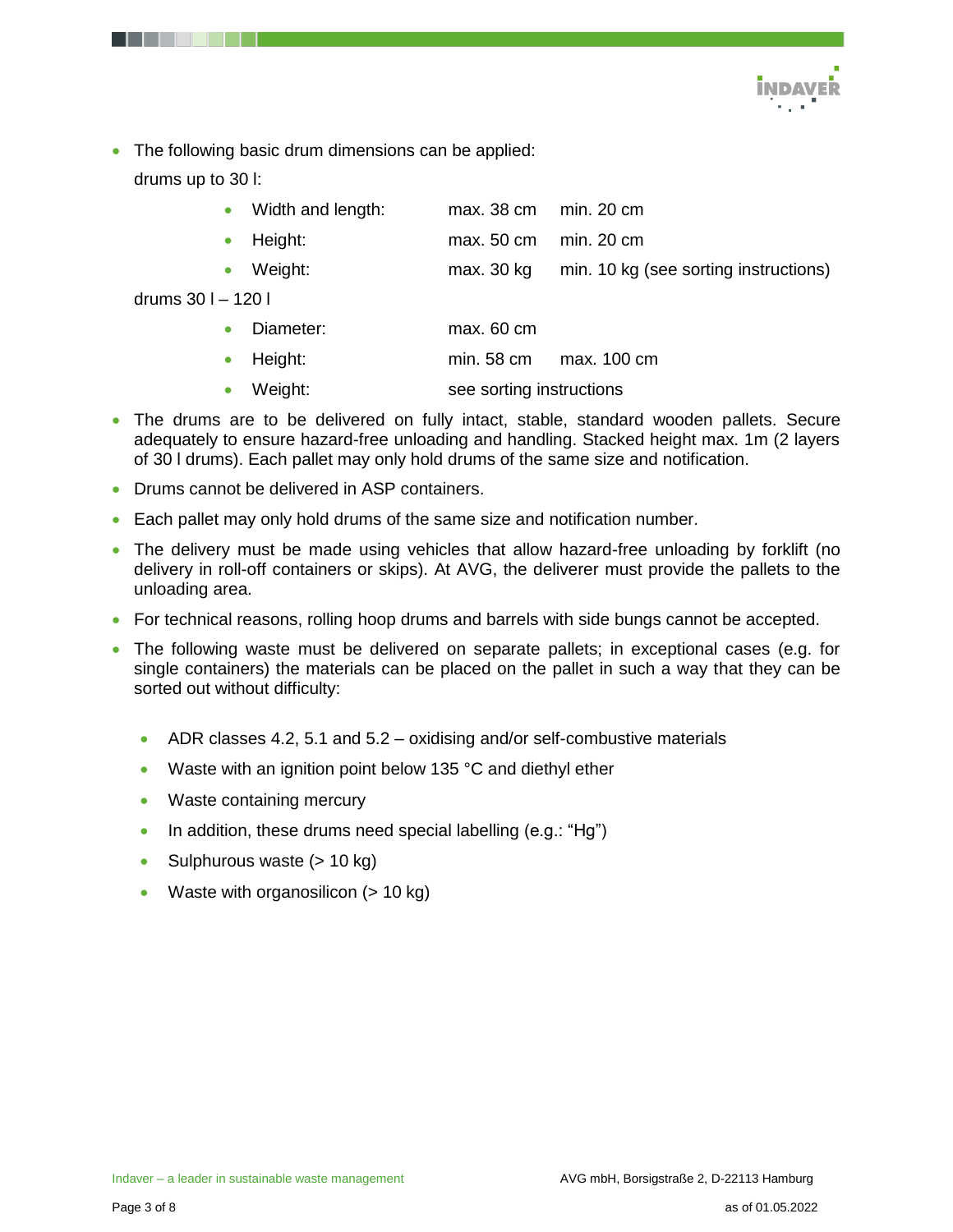- The following basic drum dimensions can be applied:

  drums up to 30 l:

  - Width and length: max. 38 cm min. 20 cm
  - Height: max. 50 cm min. 20 cm
  - Weight: max. 30 kg min. 10 kg (see sorting instructions)

  drums 30 l – 120 l

  - Diameter: max. 60 cm
  - Height: min. 58 cm max. 100 cm
  - Weight: see sorting instructions

- The drums are to be delivered on fully intact, stable, standard wooden pallets. Secure adequately to ensure hazard-free unloading and handling. Stacked height max. 1m (2 layers of 30 l drums). Each pallet may only hold drums of the same size and notification.
- Drums cannot be delivered in ASP containers.
- Each pallet may only hold drums of the same size and notification number.
- The delivery must be made using vehicles that allow hazard-free unloading by forklift (no delivery in roll-off containers or skips). At AVG, the deliverer must provide the pallets to the unloading area.
- For technical reasons, rolling hoop drums and barrels with side bungs cannot be accepted.
- The following waste must be delivered on separate pallets; in exceptional cases (e.g. for single containers) the materials can be placed on the pallet in such a way that they can be sorted out without difficulty:

  - ADR classes 4.2, 5.1 and 5.2 – oxidising and/or self-combustive materials
  - Waste with an ignition point below 135 °C and diethyl ether
  - Waste containing mercury
  - In addition, these drums need special labelling (e.g.: "Hg")
  - Sulphurous waste (> 10 kg)
  - Waste with organosilicon (> 10 kg)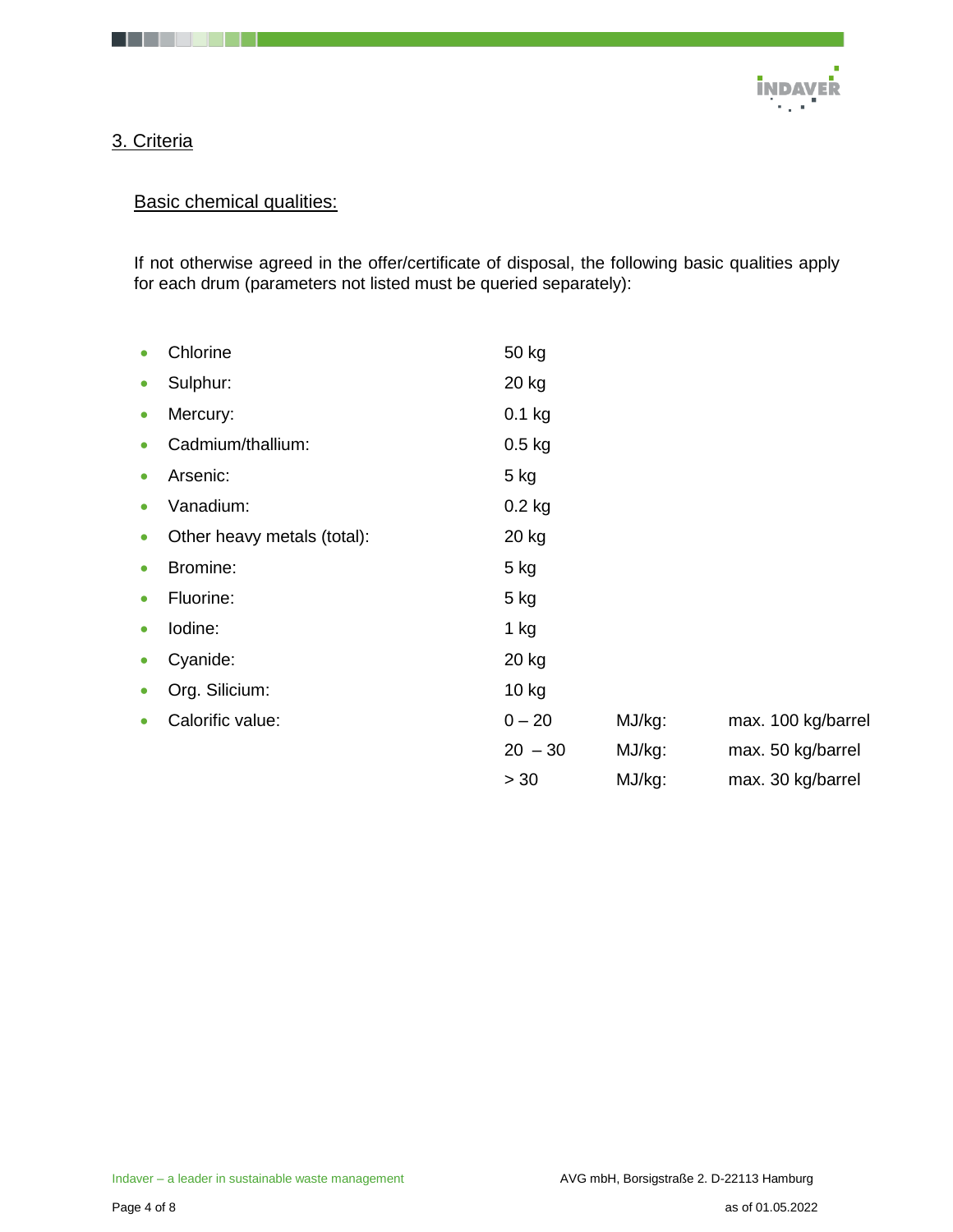## 3. Criteria

### Basic chemical qualities:

If not otherwise agreed in the offer/certificate of disposal, the following basic qualities apply for each drum (parameters not listed must be queried separately):

- Chlorine 50 kg
- Sulphur: 20 kg
- Mercury: 0.1 kg
- Cadmium/thallium: 0.5 kg
- Arsenic: 5 kg
- Vanadium: 0.2 kg
- Other heavy metals (total): 20 kg
- Bromine: 5 kg
- Fluorine: 5 kg
- Iodine: 1 kg
- Cyanide: 20 kg
- Org. Silicium: 10 kg
- Calorific value:

| | | |
|---|---|---|
| 0 – 20 | MJ/kg: | max. 100 kg/barrel |
| 20 – 30 | MJ/kg: | max. 50 kg/barrel |
| > 30 | MJ/kg: | max. 30 kg/barrel |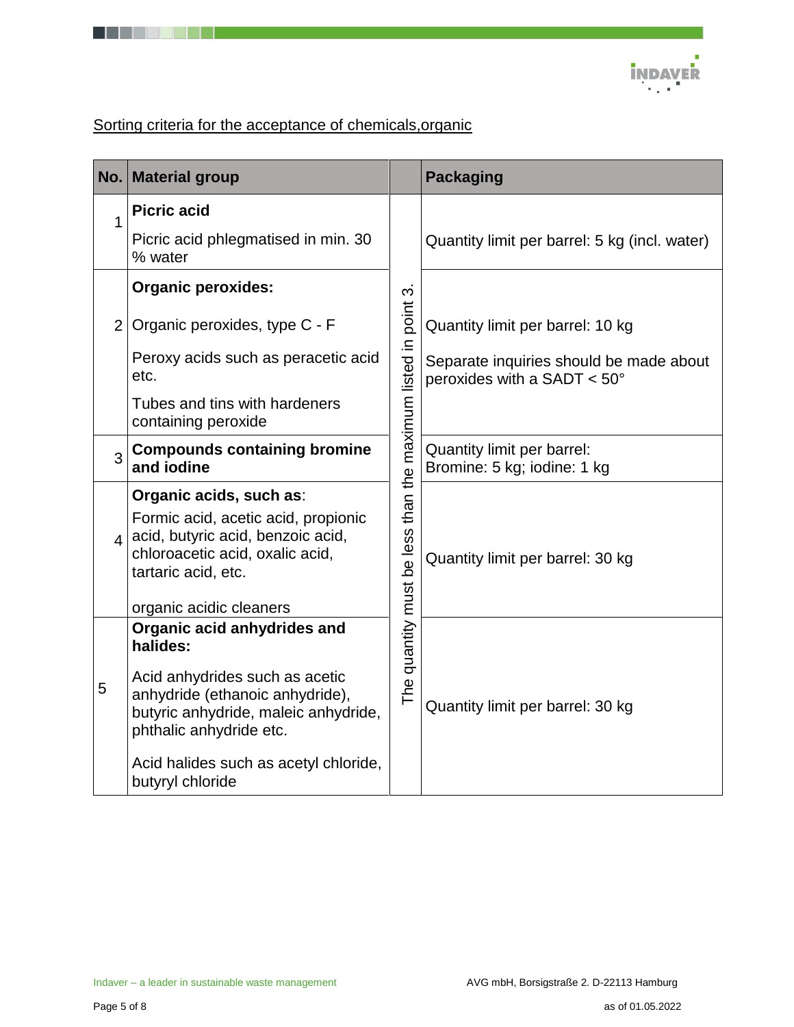Sorting criteria for the acceptance of chemicals,organic

| No. | Material group | | Packaging |
|---|---|---|---|
| 1 | **Picric acid**<br><br>Picric acid phlegmatised in min. 30 % water | The quantity must be less than the maximum listed in point 3. | Quantity limit per barrel: 5 kg (incl. water) |
| 2 | **Organic peroxides:**<br><br>Organic peroxides, type C - F<br><br>Peroxy acids such as peracetic acid etc.<br><br>Tubes and tins with hardeners containing peroxide | | Quantity limit per barrel: 10 kg<br><br>Separate inquiries should be made about peroxides with a SADT < 50° |
| 3 | **Compounds containing bromine and iodine** | | Quantity limit per barrel:<br>Bromine: 5 kg; iodine: 1 kg |
| 4 | **Organic acids, such as**:<br><br>Formic acid, acetic acid, propionic acid, butyric acid, benzoic acid, chloroacetic acid, oxalic acid, tartaric acid, etc.<br><br>organic acidic cleaners | | Quantity limit per barrel: 30 kg |
| 5 | **Organic acid anhydrides and halides:**<br><br>Acid anhydrides such as acetic anhydride (ethanoic anhydride), butyric anhydride, maleic anhydride, phthalic anhydride etc.<br><br>Acid halides such as acetyl chloride, butyryl chloride | | Quantity limit per barrel: 30 kg |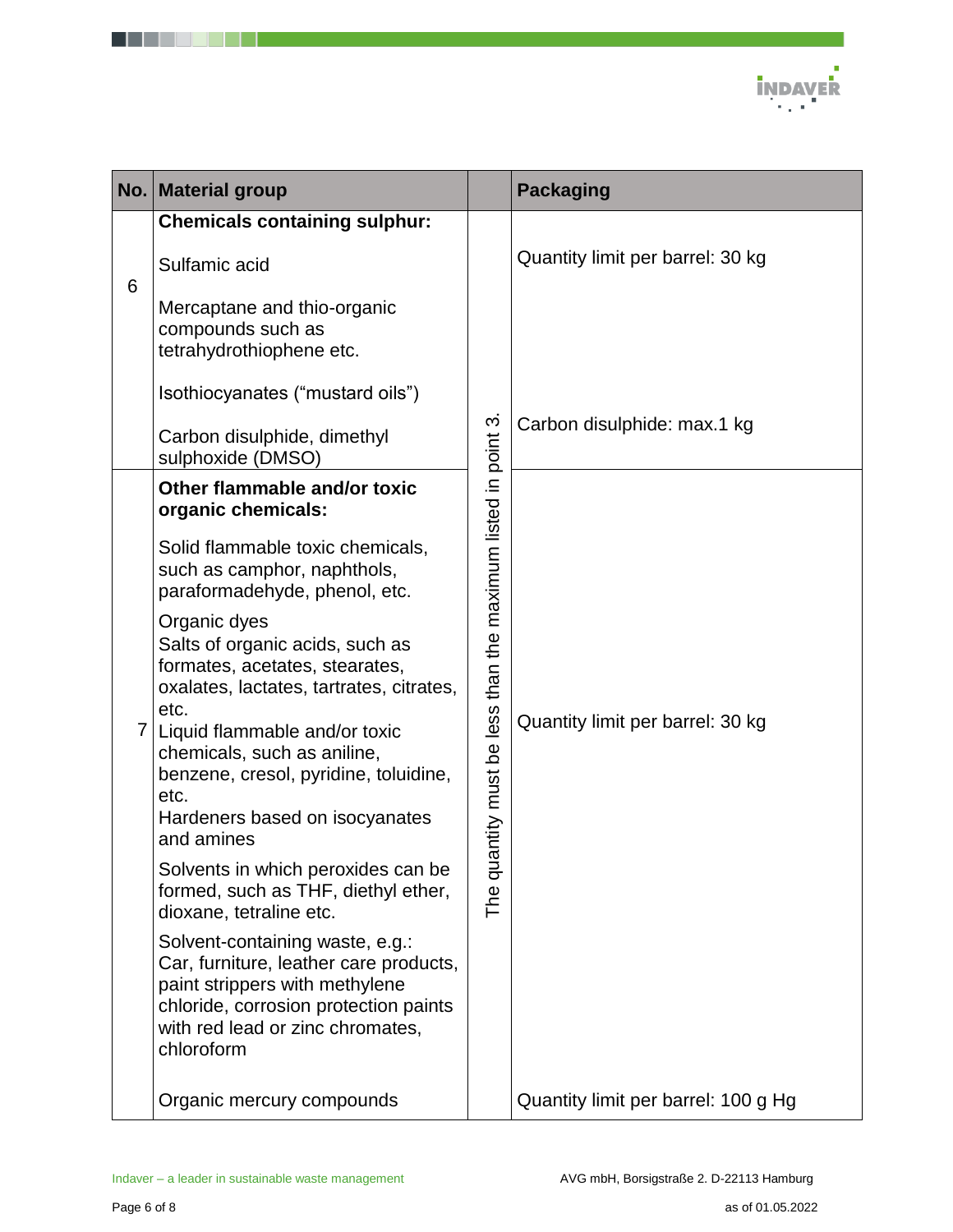| No. | Material group | | Packaging |
|---|---|---|---|
| 6 | **Chemicals containing sulphur:**<br><br>Sulfamic acid<br><br>Mercaptane and thio-organic compounds such as tetrahydrothiophene etc.<br><br>Isothiocyanates ("mustard oils")<br><br>Carbon disulphide, dimethyl sulphoxide (DMSO) | The quantity must be less than the maximum listed in point 3. | Quantity limit per barrel: 30 kg<br><br>Carbon disulphide: max.1 kg |
| 7 | **Other flammable and/or toxic organic chemicals:**<br><br>Solid flammable toxic chemicals, such as camphor, naphthols, paraformadehyde, phenol, etc.<br><br>Organic dyes<br>Salts of organic acids, such as formates, acetates, stearates, oxalates, lactates, tartrates, citrates, etc.<br>Liquid flammable and/or toxic chemicals, such as aniline, benzene, cresol, pyridine, toluidine, etc.<br>Hardeners based on isocyanates and amines<br><br>Solvents in which peroxides can be formed, such as THF, diethyl ether, dioxane, tetraline etc.<br><br>Solvent-containing waste, e.g.: Car, furniture, leather care products, paint strippers with methylene chloride, corrosion protection paints with red lead or zinc chromates, chloroform<br><br>Organic mercury compounds | | Quantity limit per barrel: 30 kg<br><br>Quantity limit per barrel: 100 g Hg |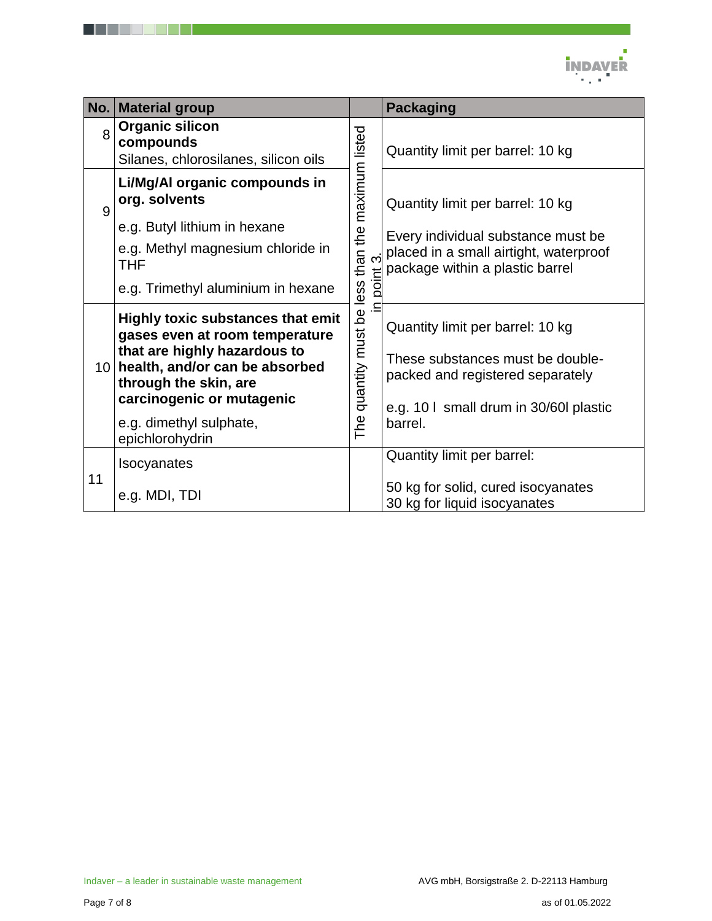| No. | Material group | | Packaging |
|---|---|---|---|
| 8 | **Organic silicon compounds** Silanes, chlorosilanes, silicon oils | The quantity must be less than the maximum listed in point 3. | Quantity limit per barrel: 10 kg |
| 9 | **Li/Mg/Al organic compounds in org. solvents** e.g. Butyl lithium in hexane e.g. Methyl magnesium chloride in THF e.g. Trimethyl aluminium in hexane | | Quantity limit per barrel: 10 kg Every individual substance must be placed in a small airtight, waterproof package within a plastic barrel |
| 10 | **Highly toxic substances that emit gases even at room temperature that are highly hazardous to health, and/or can be absorbed through the skin, are carcinogenic or mutagenic** e.g. dimethyl sulphate, epichlorohydrin | | Quantity limit per barrel: 10 kg These substances must be double-packed and registered separately e.g. 10 l small drum in 30/60l plastic barrel. |
| 11 | Isocyanates e.g. MDI, TDI | | Quantity limit per barrel: 50 kg for solid, cured isocyanates 30 kg for liquid isocyanates |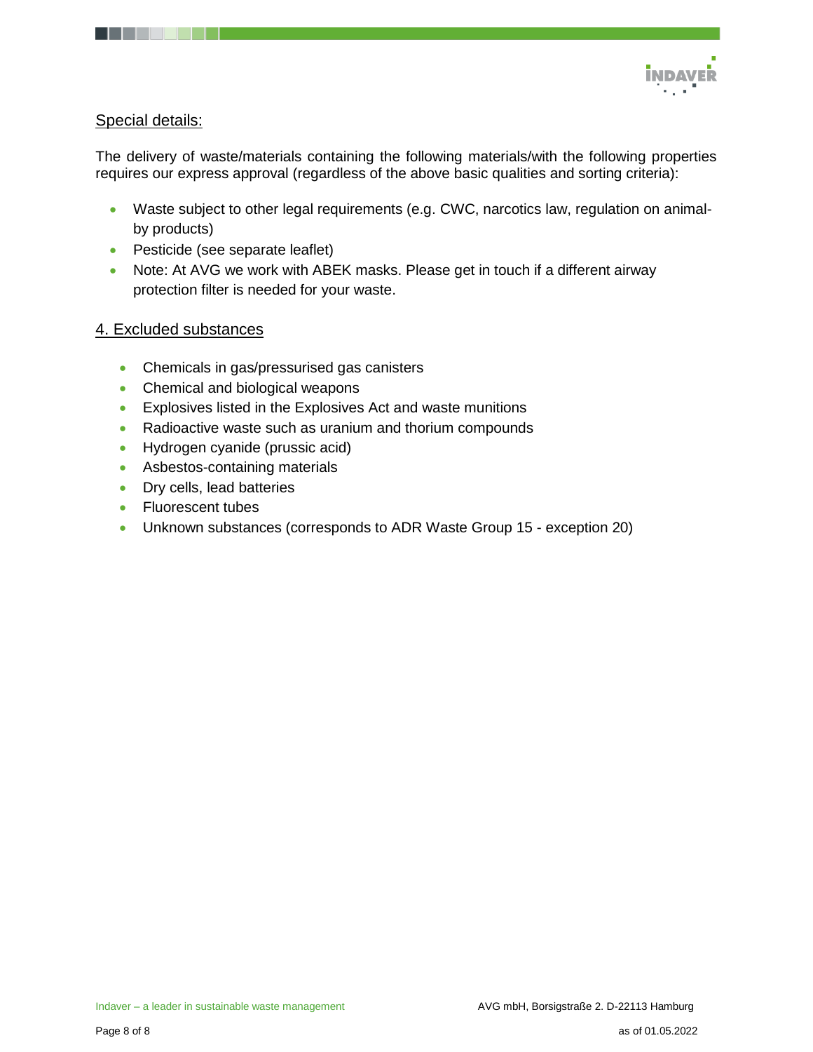## Special details:

The delivery of waste/materials containing the following materials/with the following properties requires our express approval (regardless of the above basic qualities and sorting criteria):

- Waste subject to other legal requirements (e.g. CWC, narcotics law, regulation on animal-by products)
- Pesticide (see separate leaflet)
- Note: At AVG we work with ABEK masks. Please get in touch if a different airway protection filter is needed for your waste.

## 4. Excluded substances

- Chemicals in gas/pressurised gas canisters
- Chemical and biological weapons
- Explosives listed in the Explosives Act and waste munitions
- Radioactive waste such as uranium and thorium compounds
- Hydrogen cyanide (prussic acid)
- Asbestos-containing materials
- Dry cells, lead batteries
- Fluorescent tubes
- Unknown substances (corresponds to ADR Waste Group 15 - exception 20)